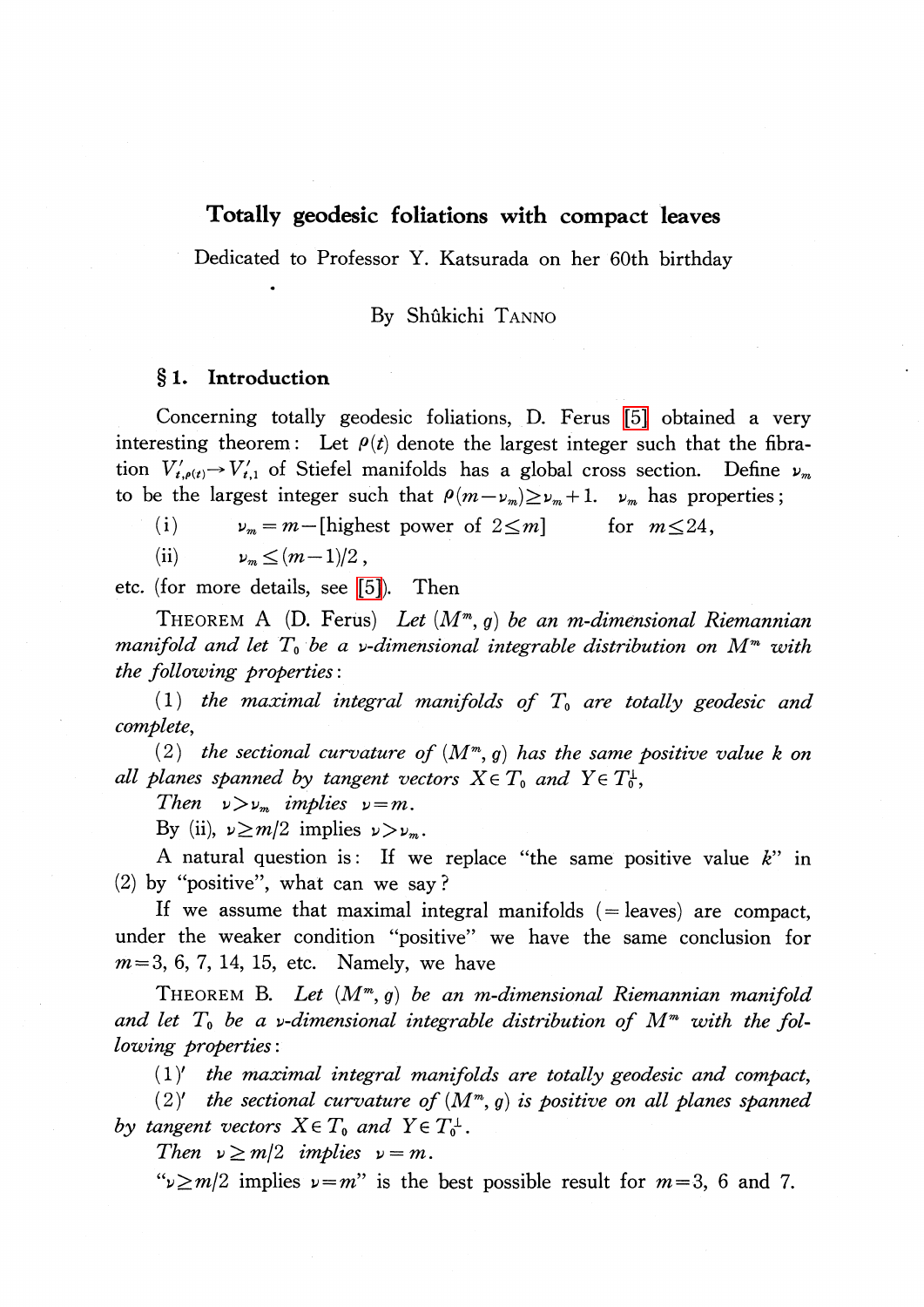# Totally geodesic foliations with compact leaves

Dedicated to Professor Y. Katsurada on her 60th birthday

By Shûkichi TANNO

## § 1. Introduction

Concerning totally geodesic foliations, D. Ferus [5] obtained a very interesting theorem: Let $\rho(t)$ denote the largest integer such that the fibration $V'_{t,\rho(t)} \to V'_{t,1}$ of Stiefel manifolds has a global cross section. Define $\nu_m$ to be the largest integer such that $\rho(m-\nu_m) \geq \nu_m + 1$. $\nu_m$ has properties;

(i) $\qquad \nu_m = m - [\text{highest power of } 2 \leq m] \qquad$ for $m \leq 24$,

(ii) $\qquad \nu_m \leq (m-1)/2$,

etc. (for more details, see [5]). Then

THEOREM A (D. Ferus) *Let $(M^m, g)$ be an $m$-dimensional Riemannian manifold and let $T_0$ be a $\nu$-dimensional integrable distribution on $M^m$ with the following properties*:

(1) *the maximal integral manifolds of $T_0$ are totally geodesic and complete,*

(2) *the sectional curvature of $(M^m, g)$ has the same positive value $k$ on all planes spanned by tangent vectors $X \in T_0$ and $Y \in T_0^{\perp}$,*

*Then $\nu > \nu_m$ implies $\nu = m$.*

By (ii), $\nu \geq m/2$ implies $\nu > \nu_m$.

A natural question is: If we replace "the same positive value $k$" in (2) by "positive", what can we say?

If we assume that maximal integral manifolds (= leaves) are compact, under the weaker condition "positive" we have the same conclusion for $m = 3$, 6, 7, 14, 15, etc. Namely, we have

THEOREM B. *Let $(M^m, g)$ be an $m$-dimensional Riemannian manifold and let $T_0$ be a $\nu$-dimensional integrable distribution of $M^m$ with the following properties*:

(1)′ *the maximal integral manifolds are totally geodesic and compact,*

(2)′ *the sectional curvature of $(M^m, g)$ is positive on all planes spanned by tangent vectors $X \in T_0$ and $Y \in T_0^{\perp}$.*

*Then $\nu \geq m/2$ implies $\nu = m$.*

"$\nu \geq m/2$ implies $\nu = m$" is the best possible result for $m = 3$, 6 and 7.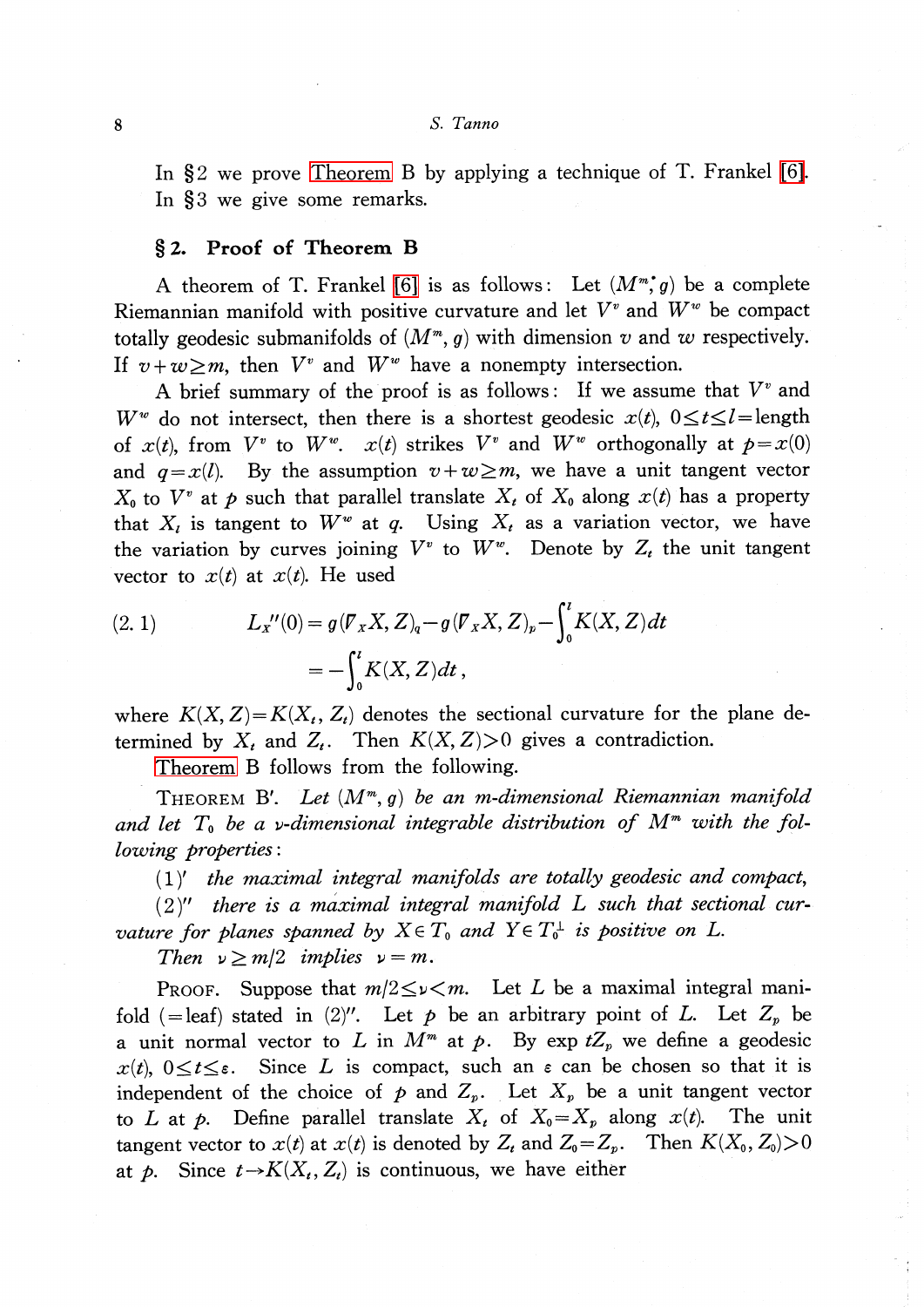In §2 we prove Theorem B by applying a technique of T. Frankel [6]. In §3 we give some remarks.

## §2. Proof of Theorem B

A theorem of T. Frankel [6] is as follows: Let $(M^m, g)$ be a complete Riemannian manifold with positive curvature and let $V^v$ and $W^w$ be compact totally geodesic submanifolds of $(M^m, g)$ with dimension $v$ and $w$ respectively. If $v+w\geq m$, then $V^v$ and $W^w$ have a nonempty intersection.

A brief summary of the proof is as follows: If we assume that $V^v$ and $W^w$ do not intersect, then there is a shortest geodesic $x(t)$, $0\leq t\leq l=$length of $x(t)$, from $V^v$ to $W^w$. $x(t)$ strikes $V^v$ and $W^w$ orthogonally at $p=x(0)$ and $q=x(l)$. By the assumption $v+w\geq m$, we have a unit tangent vector $X_0$ to $V^v$ at $p$ such that parallel translate $X_t$ of $X_0$ along $x(t)$ has a property that $X_t$ is tangent to $W^w$ at $q$. Using $X_t$ as a variation vector, we have the variation by curves joining $V^v$ to $W^w$. Denote by $Z_t$ the unit tangent vector to $x(t)$ at $x(t)$. He used

$$
\begin{aligned}
(2.1)\qquad L_X''(0) &= g(\nabla_X X, Z)_q - g(\nabla_X X, Z)_p - \int_0^l K(X, Z)dt \\
&= -\int_0^l K(X, Z)dt\,,
\end{aligned}
$$

where $K(X, Z)=K(X_t, Z_t)$ denotes the sectional curvature for the plane determined by $X_t$ and $Z_t$. Then $K(X, Z)>0$ gives a contradiction.

Theorem B follows from the following.

THEOREM B′. *Let $(M^m, g)$ be an m-dimensional Riemannian manifold and let $T_0$ be a $\nu$-dimensional integrable distribution of $M^m$ with the following properties:*

(1)′ *the maximal integral manifolds are totally geodesic and compact,*

(2)″ *there is a maximal integral manifold $L$ such that sectional curvature for planes spanned by $X\in T_0$ and $Y\in T_0^{\perp}$ is positive on $L$.*

*Then $\nu\geq m/2$ implies $\nu=m$.*

PROOF. Suppose that $m/2\leq\nu<m$. Let $L$ be a maximal integral manifold (=leaf) stated in (2)″. Let $p$ be an arbitrary point of $L$. Let $Z_p$ be a unit normal vector to $L$ in $M^m$ at $p$. By $\exp tZ_p$ we define a geodesic $x(t)$, $0\leq t\leq\varepsilon$. Since $L$ is compact, such an $\varepsilon$ can be chosen so that it is independent of the choice of $p$ and $Z_p$. Let $X_p$ be a unit tangent vector to $L$ at $p$. Define parallel translate $X_t$ of $X_0=X_p$ along $x(t)$. The unit tangent vector to $x(t)$ at $x(t)$ is denoted by $Z_t$ and $Z_0=Z_p$. Then $K(X_0, Z_0)>0$ at $p$. Since $t\rightarrow K(X_t, Z_t)$ is continuous, we have either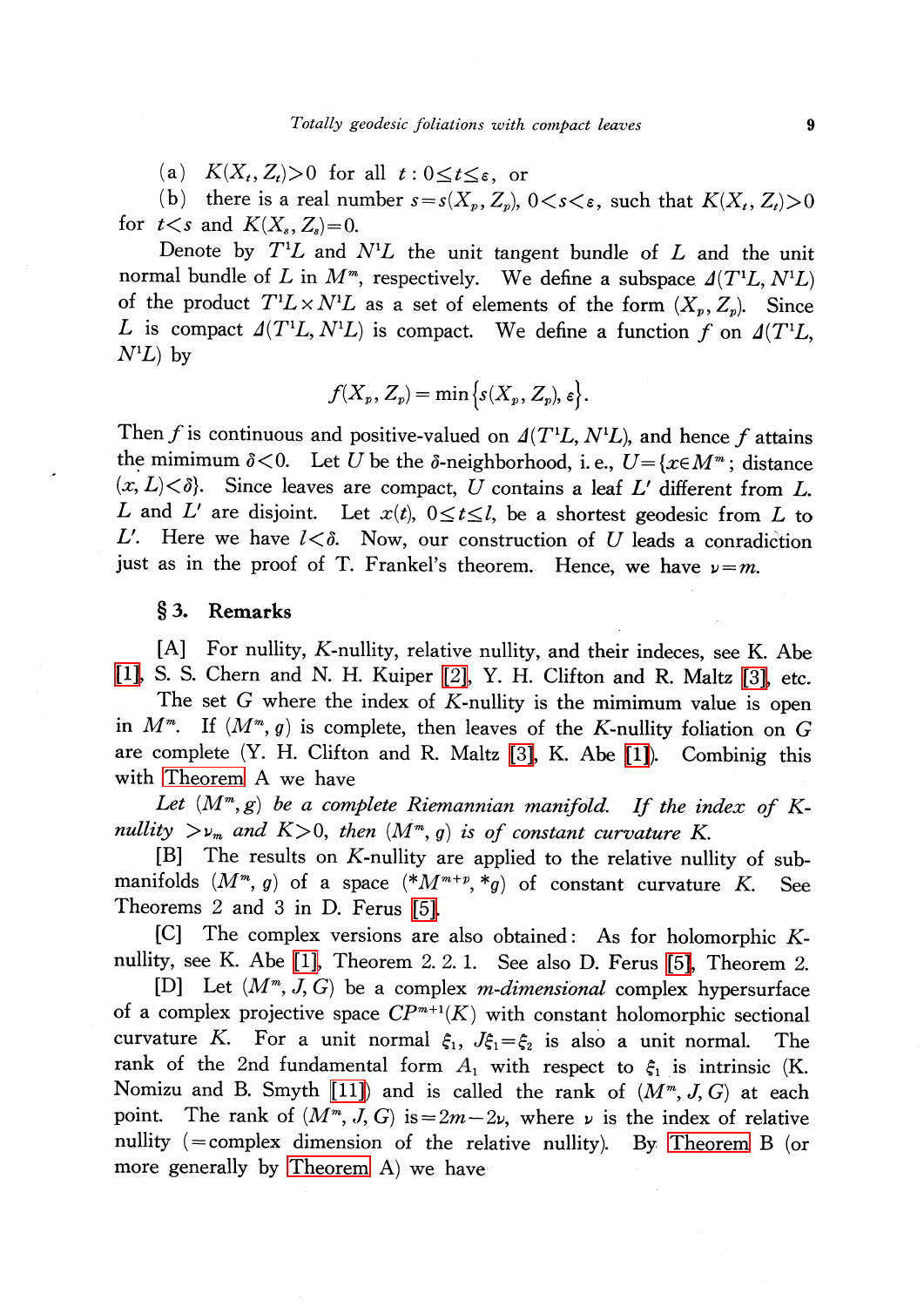(a) $K(X_t, Z_t)>0$ for all $t: 0 \leq t \leq \varepsilon$, or

(b) there is a real number $s=s(X_p, Z_p)$, $0<s<\varepsilon$, such that $K(X_t, Z_t)>0$ for $t<s$ and $K(X_s, Z_s)=0$.

Denote by $T^1L$ and $N^1L$ the unit tangent bundle of $L$ and the unit normal bundle of $L$ in $M^m$, respectively. We define a subspace $\Delta(T^1L, N^1L)$ of the product $T^1L \times N^1L$ as a set of elements of the form $(X_p, Z_p)$. Since $L$ is compact $\Delta(T^1L, N^1L)$ is compact. We define a function $f$ on $\Delta(T^1L, N^1L)$ by

$$f(X_p, Z_p)=\min\{s(X_p, Z_p), \varepsilon\}.$$

Then $f$ is continuous and positive-valued on $\Delta(T^1L, N^1L)$, and hence $f$ attains the mimimum $\delta<0$. Let $U$ be the $\delta$-neighborhood, i. e., $U=\{x \in M^m$; distance $(x, L)<\delta\}$. Since leaves are compact, $U$ contains a leaf $L'$ different from $L$. $L$ and $L'$ are disjoint. Let $x(t)$, $0 \leq t \leq l$, be a shortest geodesic from $L$ to $L'$. Here we have $l<\delta$. Now, our construction of $U$ leads a conradiction just as in the proof of T. Frankel's theorem. Hence, we have $\nu=m$.

## § 3. Remarks

[A] For nullity, $K$-nullity, relative nullity, and their indeces, see K. Abe [1], S. S. Chern and N. H. Kuiper [2], Y. H. Clifton and R. Maltz [3], etc.

The set $G$ where the index of $K$-nullity is the mimimum value is open in $M^m$. If $(M^m, g)$ is complete, then leaves of the $K$-nullity foliation on $G$ are complete (Y. H. Clifton and R. Maltz [3], K. Abe [1]). Combinig this with Theorem A we have

*Let $(M^m, g)$ be a complete Riemannian manifold. If the index of $K$-nullity $>\nu_m$ and $K>0$, then $(M^m, g)$ is of constant curvature $K$.*

[B] The results on $K$-nullity are applied to the relative nullity of submanifolds $(M^m, g)$ of a space $({}^*M^{m+p}, {}^*g)$ of constant curvature $K$. See Theorems 2 and 3 in D. Ferus [5].

[C] The complex versions are also obtained: As for holomorphic $K$-nullity, see K. Abe [1], Theorem 2. 2. 1. See also D. Ferus [5], Theorem 2.

[D] Let $(M^m, J, G)$ be a complex *m-dimensional* complex hypersurface of a complex projective space $CP^{m+1}(K)$ with constant holomorphic sectional curvature $K$. For a unit normal $\xi_1$, $J\xi_1=\xi_2$ is also a unit normal. The rank of the 2nd fundamental form $A_1$ with respect to $\xi_1$ is intrinsic (K. Nomizu and B. Smyth [11]) and is called the rank of $(M^m, J, G)$ at each point. The rank of $(M^m, J, G)$ is $=2m-2\nu$, where $\nu$ is the index of relative nullity ($=$complex dimension of the relative nullity). By Theorem B (or more generally by Theorem A) we have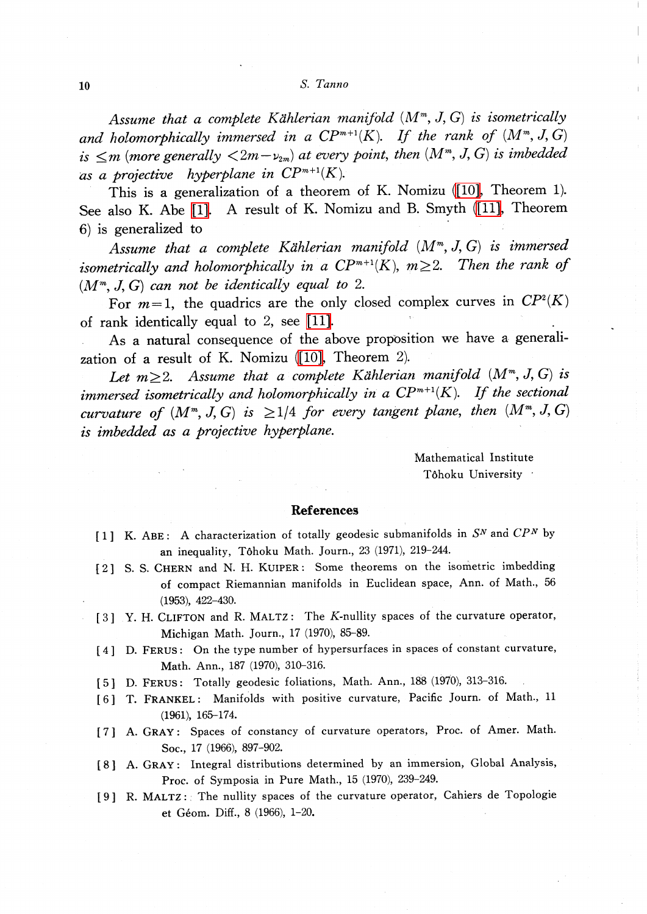*Assume that a complete Kählerian manifold $(M^m, J, G)$ is isometrically and holomorphically immersed in a $CP^{m+1}(K)$. If the rank of $(M^m, J, G)$ is $\leq m$ (more generally $<2m-\nu_{2m}$) at every point, then $(M^m, J, G)$ is imbedded as a projective hyperplane in $CP^{m+1}(K)$.*

This is a generalization of a theorem of K. Nomizu ([10], Theorem 1). See also K. Abe [1]. A result of K. Nomizu and B. Smyth ([11], Theorem 6) is generalized to

*Assume that a complete Kählerian manifold $(M^m, J, G)$ is immersed isometrically and holomorphically in a $CP^{m+1}(K)$, $m\geq 2$. Then the rank of $(M^m, J, G)$ can not be identically equal to 2.*

For $m=1$, the quadrics are the only closed complex curves in $CP^2(K)$ of rank identically equal to 2, see [11].

As a natural consequence of the above proposition we have a generalization of a result of K. Nomizu ([10], Theorem 2).

*Let $m\geq 2$. Assume that a complete Kählerian manifold $(M^m, J, G)$ is immersed isometrically and holomorphically in a $CP^{m+1}(K)$. If the sectional curvature of $(M^m, J, G)$ is $\geq 1/4$ for every tangent plane, then $(M^m, J, G)$ is imbedded as a projective hyperplane.*

Mathematical Institute
Tôhoku University

## References

[1] K. ABE: A characterization of totally geodesic submanifolds in $S^N$ and $CP^N$ by an inequality, Tôhoku Math. Journ., 23 (1971), 219–244.

[2] S. S. CHERN and N. H. KUIPER: Some theorems on the isometric imbedding of compact Riemannian manifolds in Euclidean space, Ann. of Math., 56 (1953), 422–430.

[3] Y. H. CLIFTON and R. MALTZ: The $K$-nullity spaces of the curvature operator, Michigan Math. Journ., 17 (1970), 85–89.

[4] D. FERUS: On the type number of hypersurfaces in spaces of constant curvature, Math. Ann., 187 (1970), 310–316.

[5] D. FERUS: Totally geodesic foliations, Math. Ann., 188 (1970), 313–316.

[6] T. FRANKEL: Manifolds with positive curvature, Pacific Journ. of Math., 11 (1961), 165–174.

[7] A. GRAY: Spaces of constancy of curvature operators, Proc. of Amer. Math. Soc., 17 (1966), 897–902.

[8] A. GRAY: Integral distributions determined by an immersion, Global Analysis, Proc. of Symposia in Pure Math., 15 (1970), 239–249.

[9] R. MALTZ: The nullity spaces of the curvature operator, Cahiers de Topologie et Géom. Diff., 8 (1966), 1–20.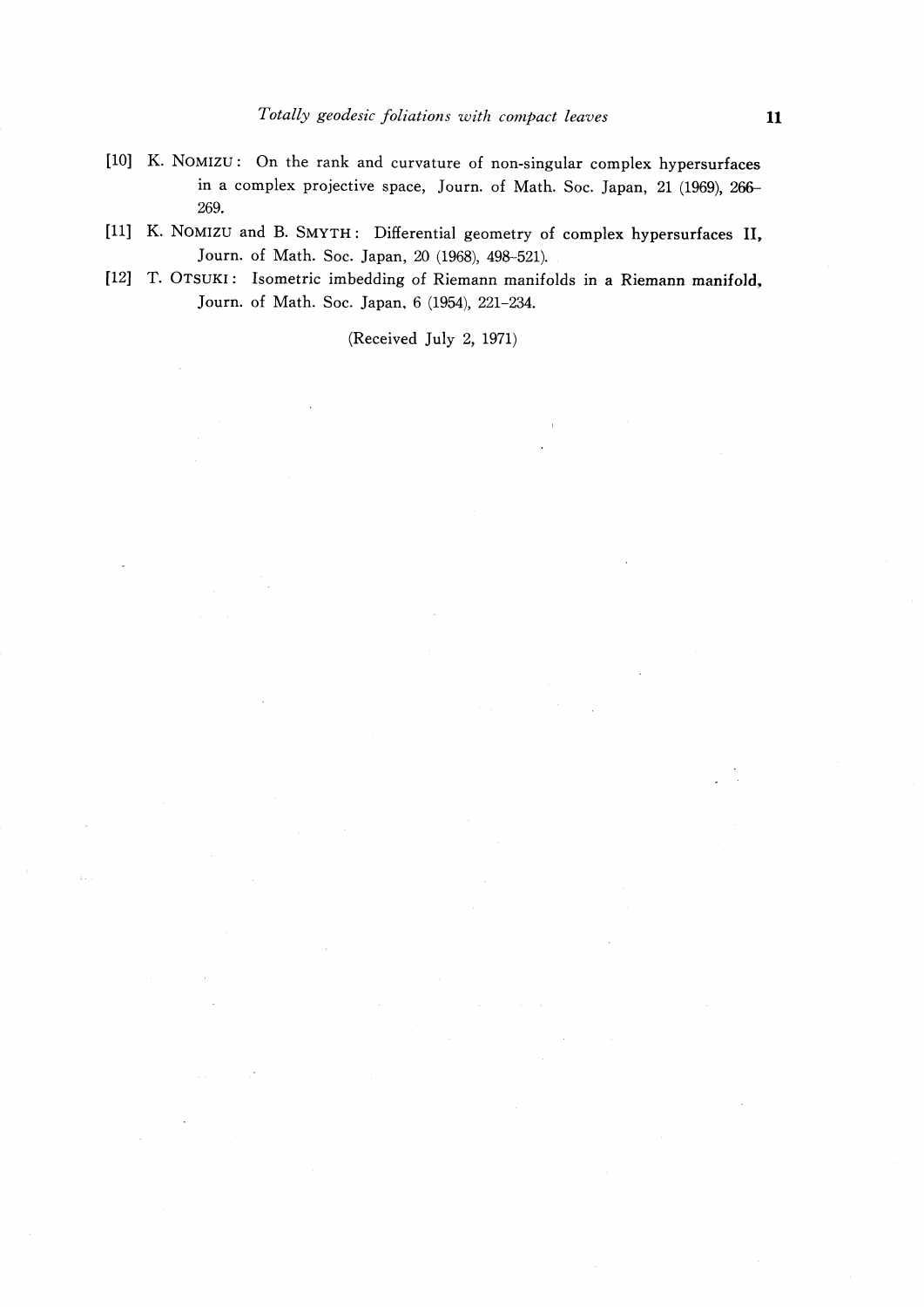[10] K. NOMIZU: On the rank and curvature of non-singular complex hypersurfaces in a complex projective space, Journ. of Math. Soc. Japan, 21 (1969), 266–269.

[11] K. NOMIZU and B. SMYTH: Differential geometry of complex hypersurfaces II, Journ. of Math. Soc. Japan, 20 (1968), 498–521).

[12] T. OTSUKI: Isometric imbedding of Riemann manifolds in a Riemann manifold, Journ. of Math. Soc. Japan, 6 (1954), 221–234.

(Received July 2, 1971)